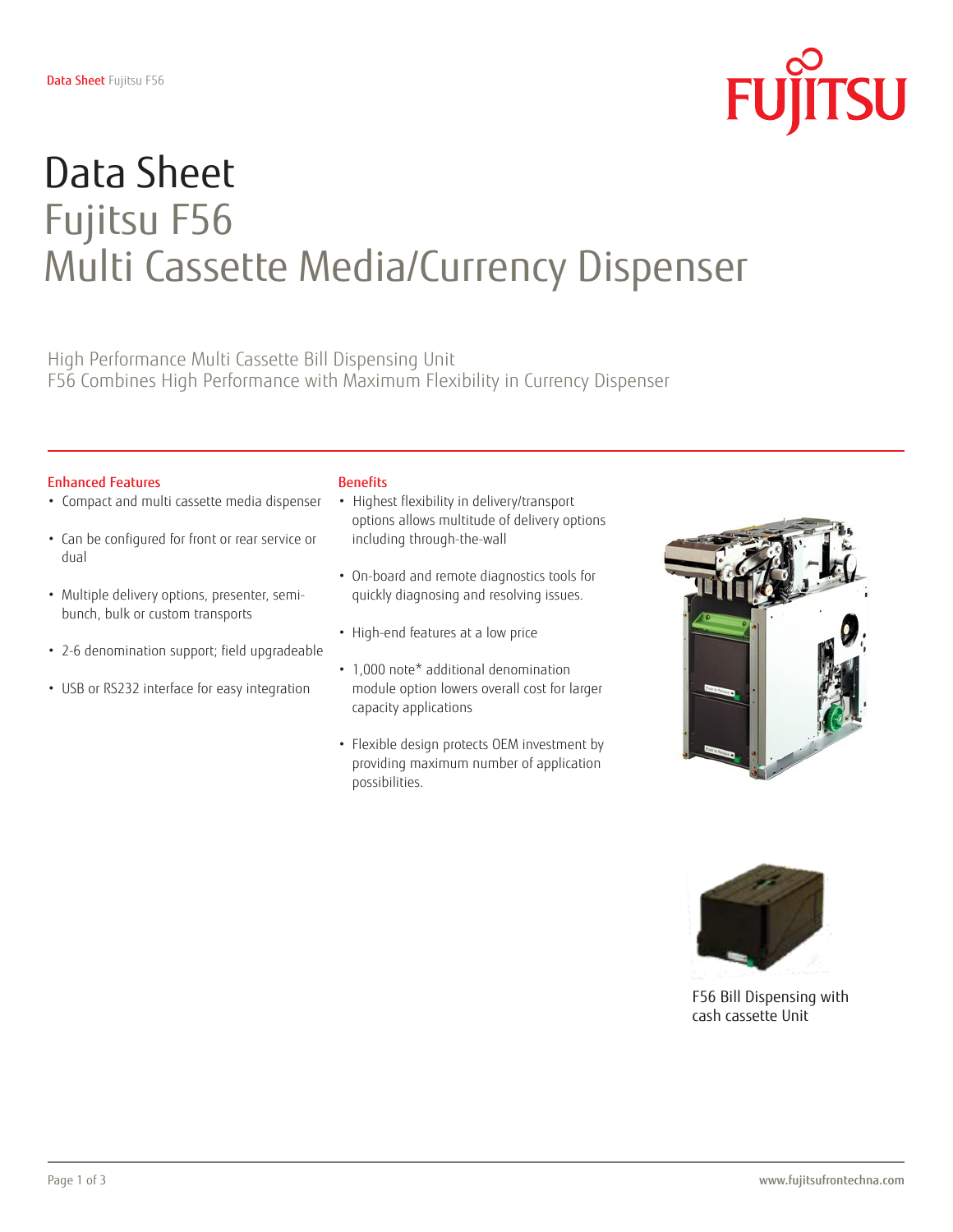# Data Sheet
# Fujitsu F56
# Multi Cassette Media/Currency Dispenser

High Performance Multi Cassette Bill Dispensing Unit
F56 Combines High Performance with Maximum Flexibility in Currency Dispenser

## Enhanced Features

- Compact and multi cassette media dispenser
- Can be configured for front or rear service or dual
- Multiple delivery options, presenter, semi-bunch, bulk or custom transports
- 2-6 denomination support; field upgradeable
- USB or RS232 interface for easy integration

## Benefits

- Highest flexibility in delivery/transport options allows multitude of delivery options including through-the-wall
- On-board and remote diagnostics tools for quickly diagnosing and resolving issues.
- High-end features at a low price
- 1,000 note* additional denomination module option lowers overall cost for larger capacity applications
- Flexible design protects OEM investment by providing maximum number of application possibilities.

F56 Bill Dispensing with cash cassette Unit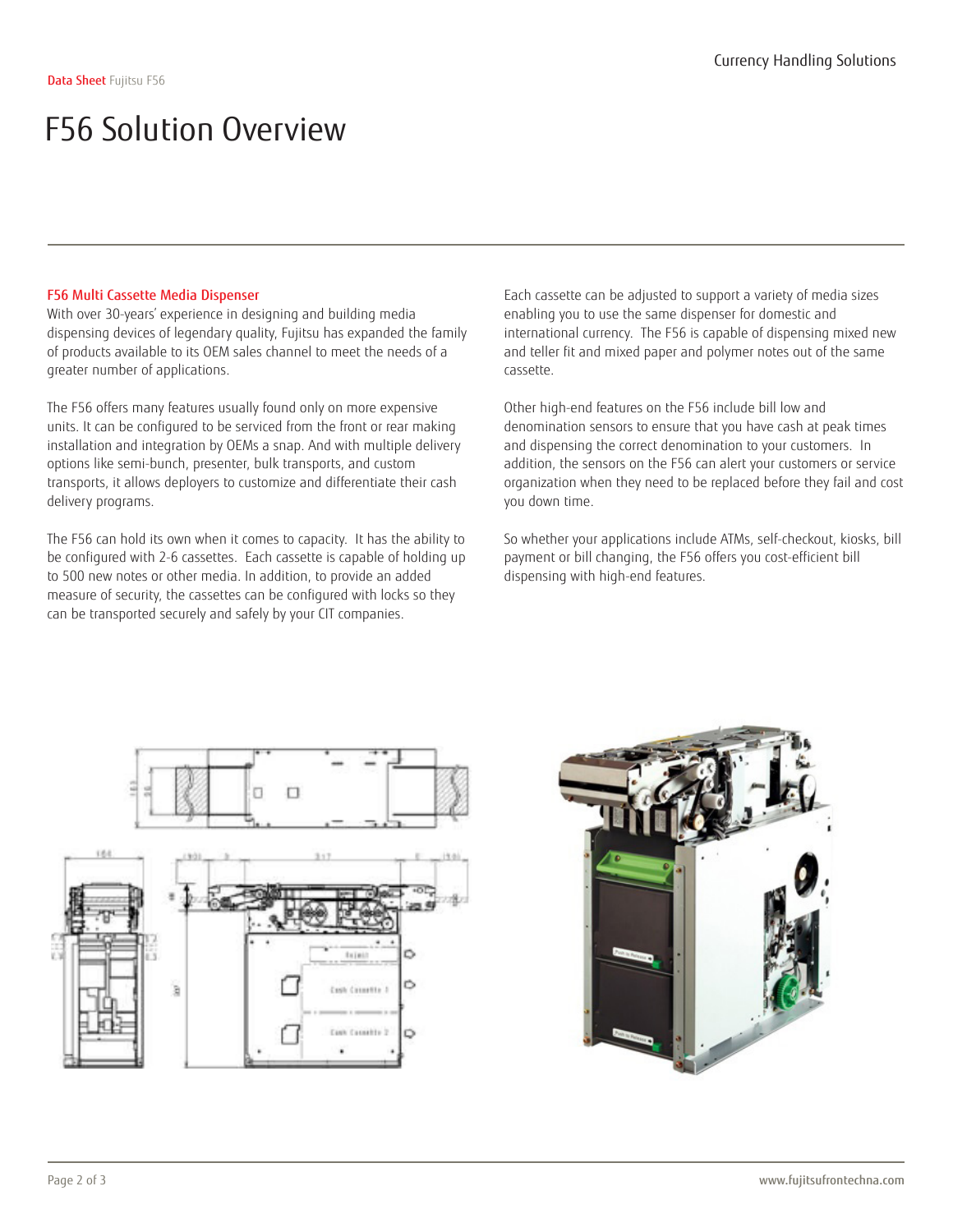# F56 Solution Overview

### F56 Multi Cassette Media Dispenser

With over 30-years' experience in designing and building media dispensing devices of legendary quality, Fujitsu has expanded the family of products available to its OEM sales channel to meet the needs of a greater number of applications.

The F56 offers many features usually found only on more expensive units. It can be configured to be serviced from the front or rear making installation and integration by OEMs a snap. And with multiple delivery options like semi-bunch, presenter, bulk transports, and custom transports, it allows deployers to customize and differentiate their cash delivery programs.

The F56 can hold its own when it comes to capacity. It has the ability to be configured with 2-6 cassettes. Each cassette is capable of holding up to 500 new notes or other media. In addition, to provide an added measure of security, the cassettes can be configured with locks so they can be transported securely and safely by your CIT companies.

Each cassette can be adjusted to support a variety of media sizes enabling you to use the same dispenser for domestic and international currency. The F56 is capable of dispensing mixed new and teller fit and mixed paper and polymer notes out of the same cassette.

Other high-end features on the F56 include bill low and denomination sensors to ensure that you have cash at peak times and dispensing the correct denomination to your customers. In addition, the sensors on the F56 can alert your customers or service organization when they need to be replaced before they fail and cost you down time.

So whether your applications include ATMs, self-checkout, kiosks, bill payment or bill changing, the F56 offers you cost-efficient bill dispensing with high-end features.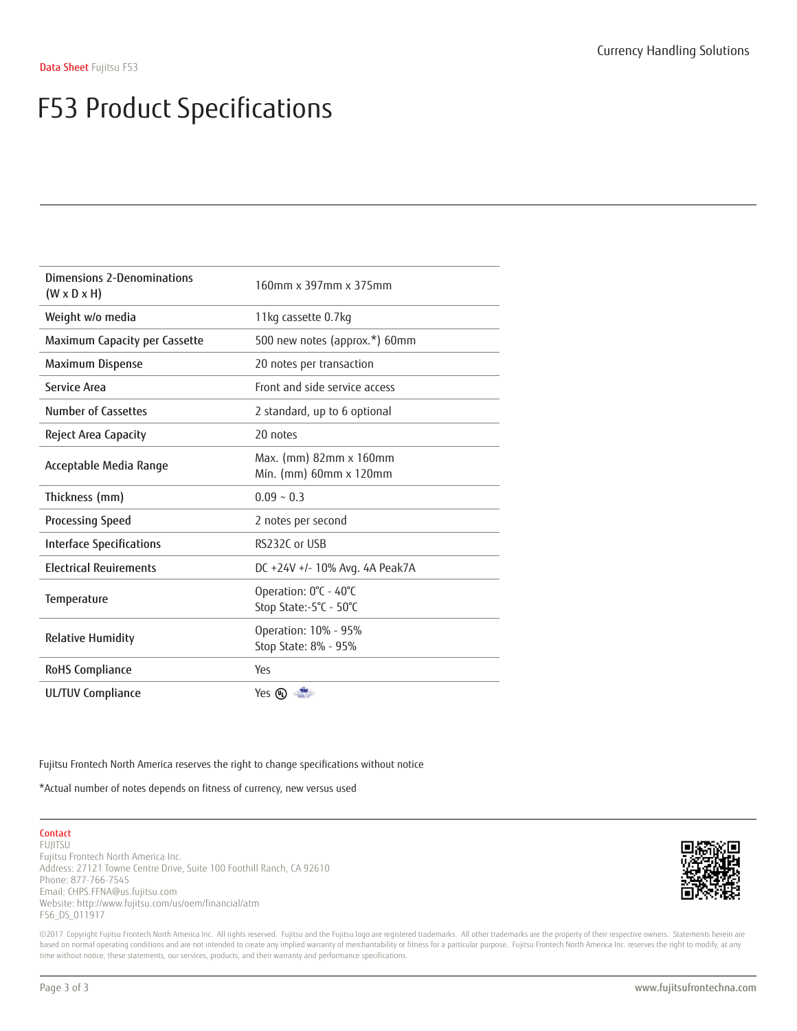# F53 Product Specifications

| | |
|---|---|
| Dimensions 2-Denominations (W x D x H) | 160mm x 397mm x 375mm |
| Weight w/o media | 11kg cassette 0.7kg |
| Maximum Capacity per Cassette | 500 new notes (approx.*) 60mm |
| Maximum Dispense | 20 notes per transaction |
| Service Area | Front and side service access |
| Number of Cassettes | 2 standard, up to 6 optional |
| Reject Area Capacity | 20 notes |
| Acceptable Media Range | Max. (mm) 82mm x 160mm<br>Mín. (mm) 60mm x 120mm |
| Thickness (mm) | 0.09 ~ 0.3 |
| Processing Speed | 2 notes per second |
| Interface Specifications | RS232C or USB |
| Electrical Reuirements | DC +24V +/- 10% Avg. 4A Peak7A |
| Temperature | Operation: 0°C - 40°C<br>Stop State:-5°C - 50°C |
| Relative Humidity | Operation: 10% - 95%<br>Stop State: 8% - 95% |
| RoHS Compliance | Yes |
| UL/TUV Compliance | Yes |

Fujitsu Frontech North America reserves the right to change specifications without notice

*Actual number of notes depends on fitness of currency, new versus used

**Contact**
FUJITSU
Fujitsu Frontech North America Inc.
Address: 27121 Towne Centre Drive, Suite 100 Foothill Ranch, CA 92610
Phone: 877-766-7545
Email: CHPS.FFNA@us.fujitsu.com
Website: http://www.fujitsu.com/us/oem/financial/atm
F56_DS_011917

©2017 Copyright Fujitsu Frontech North America Inc. All rights reserved. Fujitsu and the Fujitsu logo are registered trademarks. All other trademarks are the property of their respective owners. Statements herein are based on normal operating conditions and are not intended to create any implied warranty of merchantability or fitness for a particular purpose. Fujitsu Frontech North America Inc. reserves the right to modify, at any time without notice, these statements, our services, products, and their warranty and performance specifications.